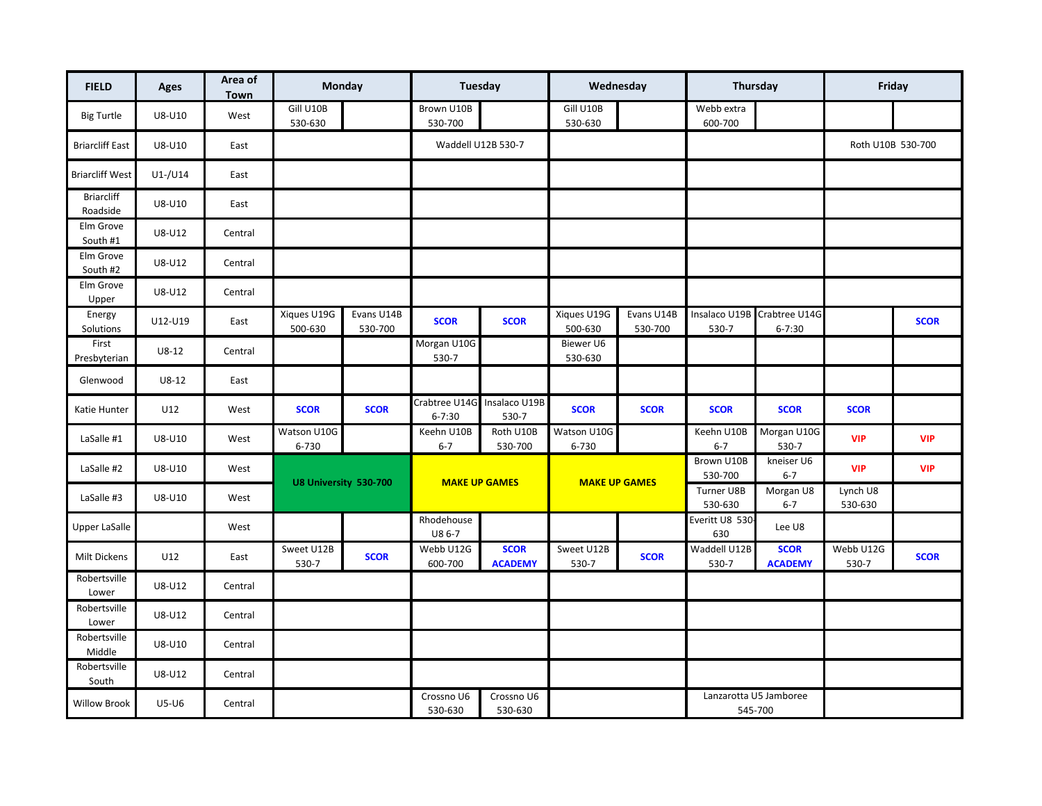| FIELD | Ages | Area of Town | Monday | | Tuesday | | Wednesday | | Thursday | | Friday | |
|---|---|---|---|---|---|---|---|---|---|---|---|---|
| Big Turtle | U8-U10 | West | Gill U10B 530-630 | | Brown U10B 530-700 | | Gill U10B 530-630 | | Webb extra 600-700 | | | |
| Briarcliff East | U8-U10 | East | | | Waddell U12B 530-7 | | | | | | Roth U10B 530-700 | |
| Briarcliff West | U1-/U14 | East | | | | | | | | | | |
| Briarcliff Roadside | U8-U10 | East | | | | | | | | | | |
| Elm Grove South #1 | U8-U12 | Central | | | | | | | | | | |
| Elm Grove South #2 | U8-U12 | Central | | | | | | | | | | |
| Elm Grove Upper | U8-U12 | Central | | | | | | | | | | |
| Energy Solutions | U12-U19 | East | Xiques U19G 500-630 | Evans U14B 530-700 | **SCOR** | **SCOR** | Xiques U19G 500-630 | Evans U14B 530-700 | Insalaco U19B 530-7 | Crabtree U14G 6-7:30 | | **SCOR** |
| First Presbyterian | U8-12 | Central | | | Morgan U10G 530-7 | | Biewer U6 530-630 | | | | | |
| Glenwood | U8-12 | East | | | | | | | | | | |
| Katie Hunter | U12 | West | **SCOR** | **SCOR** | Crabtree U14G 6-7:30 | Insalaco U19B 530-7 | **SCOR** | **SCOR** | **SCOR** | **SCOR** | **SCOR** | |
| LaSalle #1 | U8-U10 | West | Watson U10G 6-730 | | Keehn U10B 6-7 | Roth U10B 530-700 | Watson U10G 6-730 | | Keehn U10B 6-7 | Morgan U10G 530-7 | **VIP** | **VIP** |
| LaSalle #2 | U8-U10 | West | **U8 University 530-700** | | **MAKE UP GAMES** | | **MAKE UP GAMES** | | Brown U10B 530-700 | kneiser U6 6-7 | **VIP** | **VIP** |
| LaSalle #3 | U8-U10 | West | | | | | | | Turner U8B 530-630 | Morgan U8 6-7 | Lynch U8 530-630 | |
| Upper LaSalle | | West | | | Rhodehouse U8 6-7 | | | | Everitt U8 530-630 | Lee U8 | | |
| Milt Dickens | U12 | East | Sweet U12B 530-7 | **SCOR** | Webb U12G 600-700 | **SCOR ACADEMY** | Sweet U12B 530-7 | **SCOR** | Waddell U12B 530-7 | **SCOR ACADEMY** | Webb U12G 530-7 | **SCOR** |
| Robertsville Lower | U8-U12 | Central | | | | | | | | | | |
| Robertsville Lower | U8-U12 | Central | | | | | | | | | | |
| Robertsville Middle | U8-U10 | Central | | | | | | | | | | |
| Robertsville South | U8-U12 | Central | | | | | | | | | | |
| Willow Brook | U5-U6 | Central | | | Crossno U6 530-630 | Crossno U6 530-630 | | | Lanzarotta U5 Jamboree 545-700 | | | |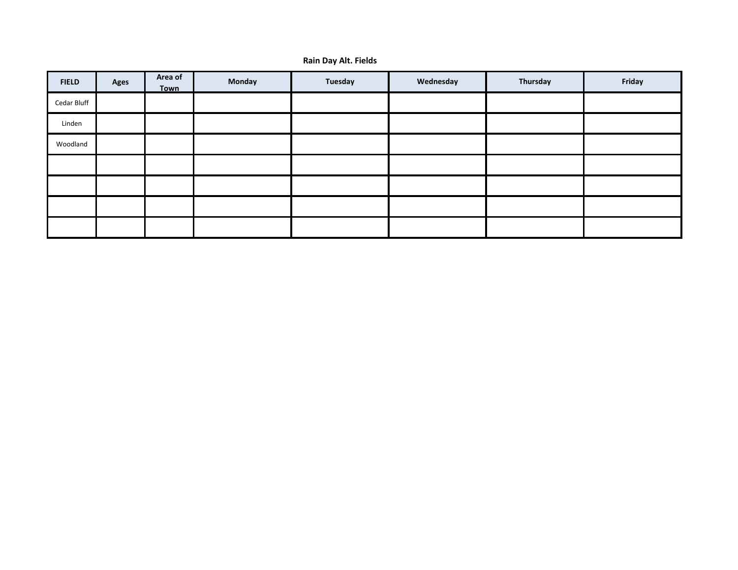**Rain Day Alt. Fields**

| FIELD | Ages | Area of Town | Monday | Tuesday | Wednesday | Thursday | Friday |
|---|---|---|---|---|---|---|---|
| Cedar Bluff | | | | | | | |
| Linden | | | | | | | |
| Woodland | | | | | | | |
| | | | | | | | |
| | | | | | | | |
| | | | | | | | |
| | | | | | | | |